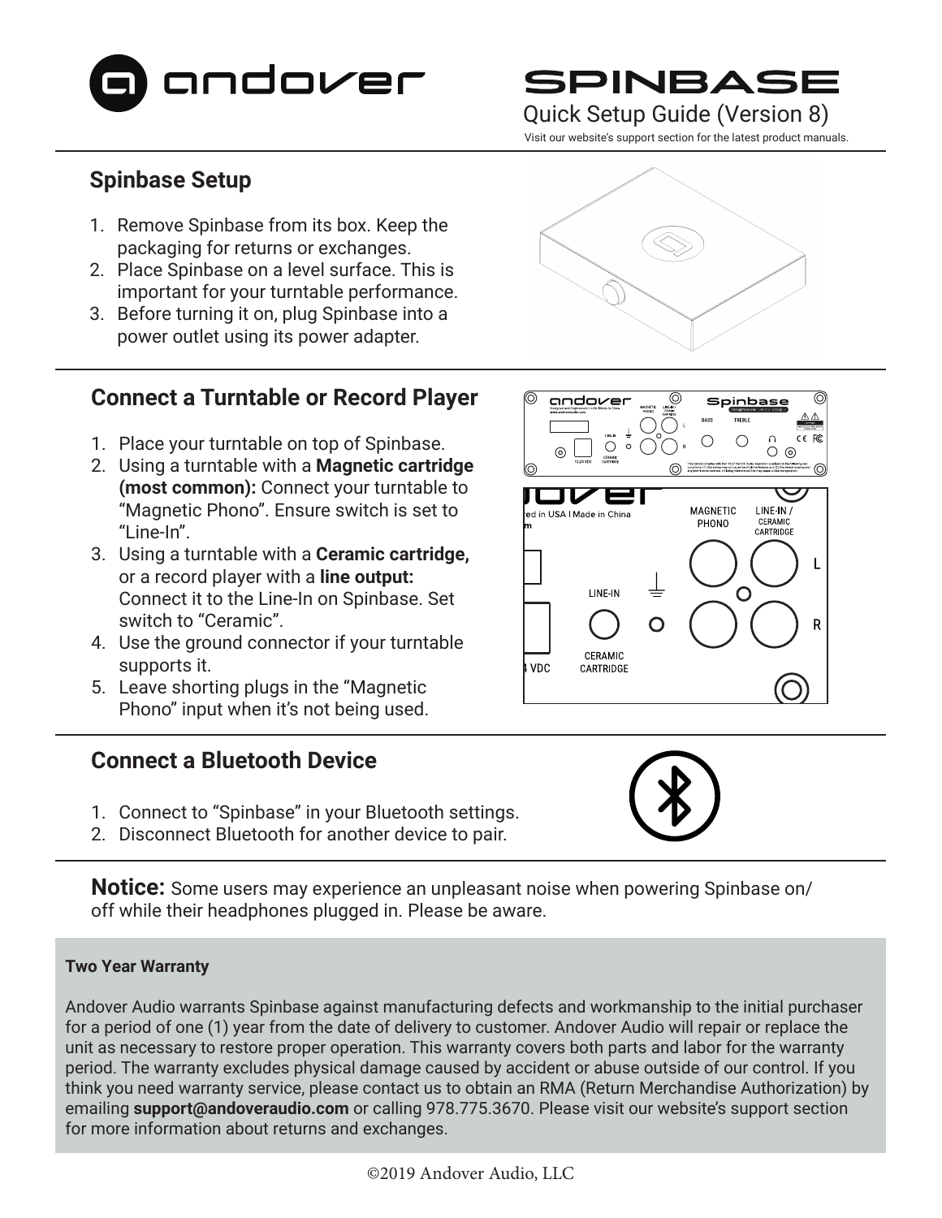# andover

## SPINBASE

Quick Setup Guide (Version 8)

Visit our website's support section for the latest product manuals.

## Spinbase Setup

1. Remove Spinbase from its box. Keep the packaging for returns or exchanges.
2. Place Spinbase on a level surface. This is important for your turntable performance.
3. Before turning it on, plug Spinbase into a power outlet using its power adapter.

## Connect a Turntable or Record Player

1. Place your turntable on top of Spinbase.
2. Using a turntable with a **Magnetic cartridge (most common):** Connect your turntable to "Magnetic Phono". Ensure switch is set to "Line-In".
3. Using a turntable with a **Ceramic cartridge,** or a record player with a **line output:** Connect it to the Line-In on Spinbase. Set switch to "Ceramic".
4. Use the ground connector if your turntable supports it.
5. Leave shorting plugs in the "Magnetic Phono" input when it's not being used.

## Connect a Bluetooth Device

1. Connect to "Spinbase" in your Bluetooth settings.
2. Disconnect Bluetooth for another device to pair.

**Notice:** Some users may experience an unpleasant noise when powering Spinbase on/off while their headphones plugged in. Please be aware.

**Two Year Warranty**

Andover Audio warrants Spinbase against manufacturing defects and workmanship to the initial purchaser for a period of one (1) year from the date of delivery to customer. Andover Audio will repair or replace the unit as necessary to restore proper operation. This warranty covers both parts and labor for the warranty period. The warranty excludes physical damage caused by accident or abuse outside of our control. If you think you need warranty service, please contact us to obtain an RMA (Return Merchandise Authorization) by emailing **support@andoveraudio.com** or calling 978.775.3670. Please visit our website's support section for more information about returns and exchanges.

©2019 Andover Audio, LLC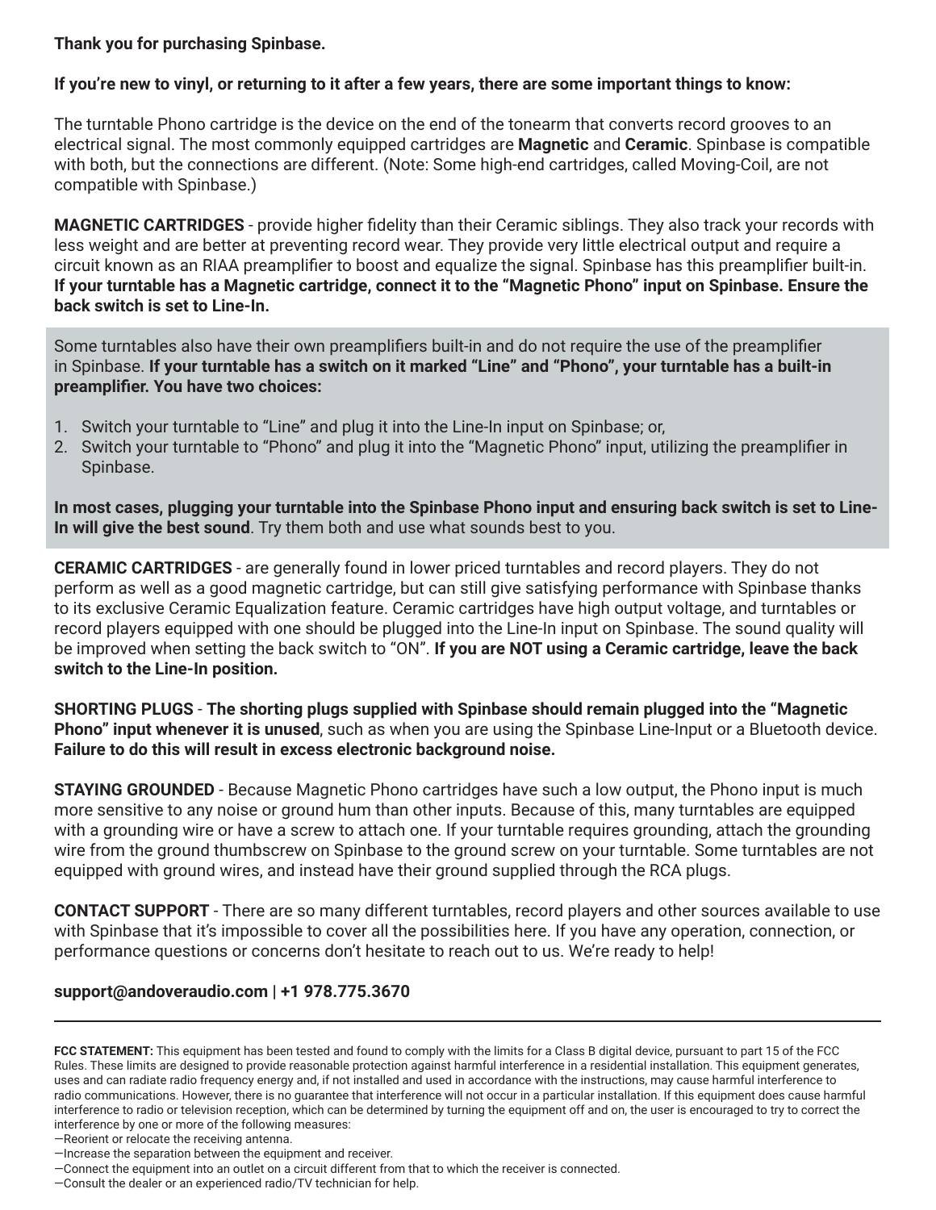**Thank you for purchasing Spinbase.**

**If you're new to vinyl, or returning to it after a few years, there are some important things to know:**

The turntable Phono cartridge is the device on the end of the tonearm that converts record grooves to an electrical signal. The most commonly equipped cartridges are **Magnetic** and **Ceramic**. Spinbase is compatible with both, but the connections are different. (Note: Some high-end cartridges, called Moving-Coil, are not compatible with Spinbase.)

**MAGNETIC CARTRIDGES** - provide higher fidelity than their Ceramic siblings. They also track your records with less weight and are better at preventing record wear. They provide very little electrical output and require a circuit known as an RIAA preamplifier to boost and equalize the signal. Spinbase has this preamplifier built-in. **If your turntable has a Magnetic cartridge, connect it to the "Magnetic Phono" input on Spinbase. Ensure the back switch is set to Line-In.**

Some turntables also have their own preamplifiers built-in and do not require the use of the preamplifier in Spinbase. **If your turntable has a switch on it marked "Line" and "Phono", your turntable has a built-in preamplifier. You have two choices:**

1. Switch your turntable to "Line" and plug it into the Line-In input on Spinbase; or,
2. Switch your turntable to "Phono" and plug it into the "Magnetic Phono" input, utilizing the preamplifier in Spinbase.

**In most cases, plugging your turntable into the Spinbase Phono input and ensuring back switch is set to Line-In will give the best sound**. Try them both and use what sounds best to you.

**CERAMIC CARTRIDGES** - are generally found in lower priced turntables and record players. They do not perform as well as a good magnetic cartridge, but can still give satisfying performance with Spinbase thanks to its exclusive Ceramic Equalization feature. Ceramic cartridges have high output voltage, and turntables or record players equipped with one should be plugged into the Line-In input on Spinbase. The sound quality will be improved when setting the back switch to "ON". **If you are NOT using a Ceramic cartridge, leave the back switch to the Line-In position.**

**SHORTING PLUGS** - **The shorting plugs supplied with Spinbase should remain plugged into the "Magnetic Phono" input whenever it is unused**, such as when you are using the Spinbase Line-Input or a Bluetooth device. **Failure to do this will result in excess electronic background noise.**

**STAYING GROUNDED** - Because Magnetic Phono cartridges have such a low output, the Phono input is much more sensitive to any noise or ground hum than other inputs. Because of this, many turntables are equipped with a grounding wire or have a screw to attach one. If your turntable requires grounding, attach the grounding wire from the ground thumbscrew on Spinbase to the ground screw on your turntable. Some turntables are not equipped with ground wires, and instead have their ground supplied through the RCA plugs.

**CONTACT SUPPORT** - There are so many different turntables, record players and other sources available to use with Spinbase that it's impossible to cover all the possibilities here. If you have any operation, connection, or performance questions or concerns don't hesitate to reach out to us. We're ready to help!

**support@andoveraudio.com | +1 978.775.3670**

---

**FCC STATEMENT:** This equipment has been tested and found to comply with the limits for a Class B digital device, pursuant to part 15 of the FCC Rules. These limits are designed to provide reasonable protection against harmful interference in a residential installation. This equipment generates, uses and can radiate radio frequency energy and, if not installed and used in accordance with the instructions, may cause harmful interference to radio communications. However, there is no guarantee that interference will not occur in a particular installation. If this equipment does cause harmful interference to radio or television reception, which can be determined by turning the equipment off and on, the user is encouraged to try to correct the interference by one or more of the following measures:

—Reorient or relocate the receiving antenna.
—Increase the separation between the equipment and receiver.
—Connect the equipment into an outlet on a circuit different from that to which the receiver is connected.
—Consult the dealer or an experienced radio/TV technician for help.